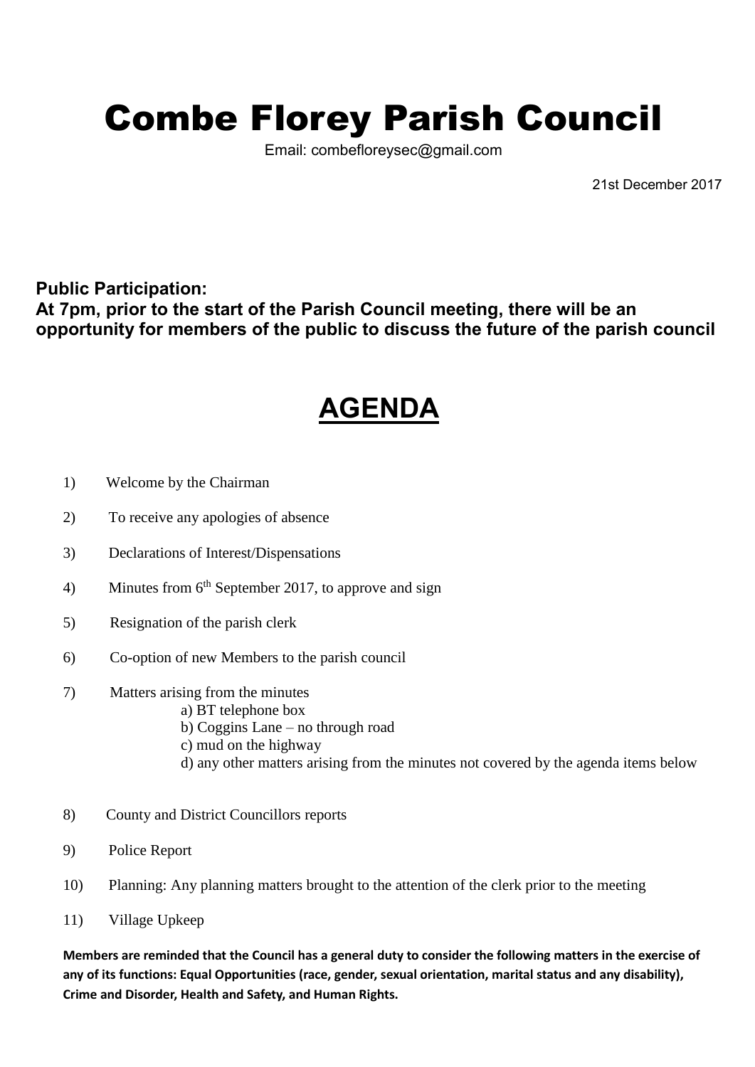# Combe Florey Parish Council

Email: combefloreysec@gmail.com

21st December 2017

**Public Participation:**
**At 7pm, prior to the start of the Parish Council meeting, there will be an opportunity for members of the public to discuss the future of the parish council**

## AGENDA

1) Welcome by the Chairman

2) To receive any apologies of absence

3) Declarations of Interest/Dispensations

4) Minutes from 6th September 2017, to approve and sign

5) Resignation of the parish clerk

6) Co-option of new Members to the parish council

7) Matters arising from the minutes
   a) BT telephone box
   b) Coggins Lane – no through road
   c) mud on the highway
   d) any other matters arising from the minutes not covered by the agenda items below

8) County and District Councillors reports

9) Police Report

10) Planning: Any planning matters brought to the attention of the clerk prior to the meeting

11) Village Upkeep

**Members are reminded that the Council has a general duty to consider the following matters in the exercise of any of its functions: Equal Opportunities (race, gender, sexual orientation, marital status and any disability), Crime and Disorder, Health and Safety, and Human Rights.**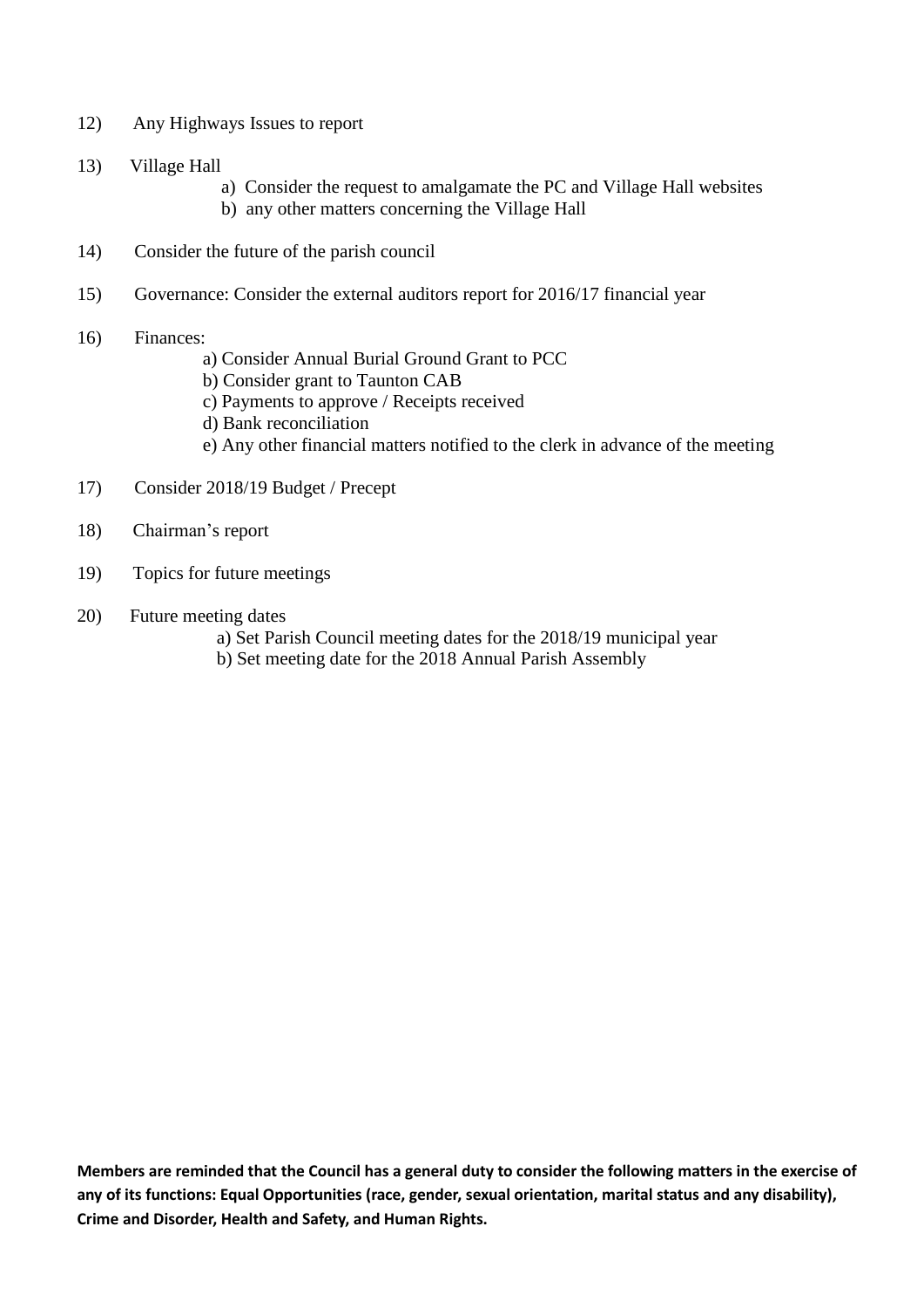12) Any Highways Issues to report

13) Village Hall

    a) Consider the request to amalgamate the PC and Village Hall websites
    b) any other matters concerning the Village Hall

14) Consider the future of the parish council

15) Governance: Consider the external auditors report for 2016/17 financial year

16) Finances:

    a) Consider Annual Burial Ground Grant to PCC
    b) Consider grant to Taunton CAB
    c) Payments to approve / Receipts received
    d) Bank reconciliation
    e) Any other financial matters notified to the clerk in advance of the meeting

17) Consider 2018/19 Budget / Precept

18) Chairman's report

19) Topics for future meetings

20) Future meeting dates

    a) Set Parish Council meeting dates for the 2018/19 municipal year
    b) Set meeting date for the 2018 Annual Parish Assembly

**Members are reminded that the Council has a general duty to consider the following matters in the exercise of any of its functions: Equal Opportunities (race, gender, sexual orientation, marital status and any disability), Crime and Disorder, Health and Safety, and Human Rights.**